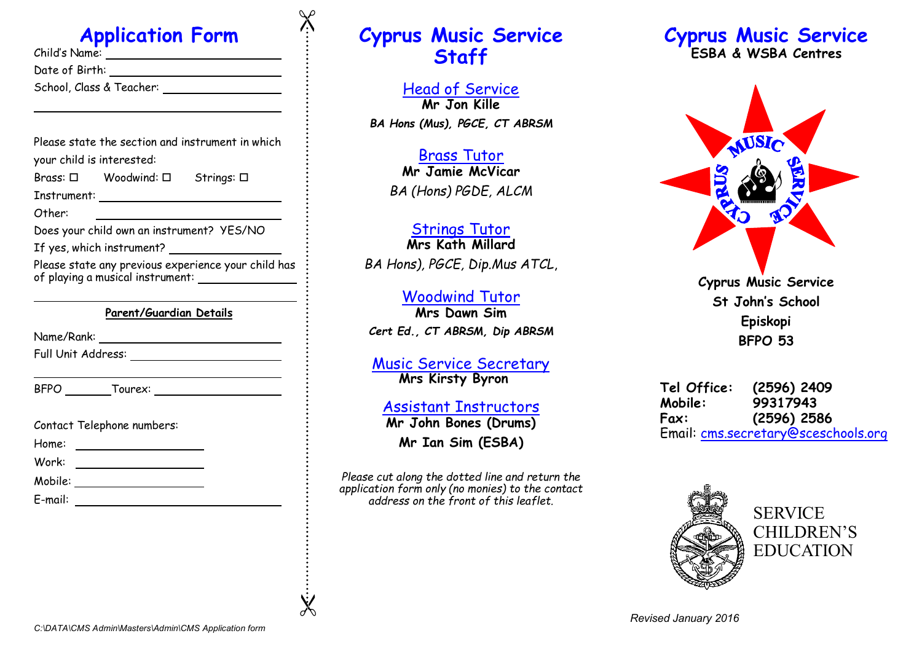# Application Form

Child's Name: ____________________

Date of Birth: ____________________

School, Class & Teacher: ____________________

____________________

Please state the section and instrument in which your child is interested:

Brass: ☐ Woodwind: ☐ Strings: ☐

Instrument: ____________________

Other: ____________________

Does your child own an instrument? YES/NO

If yes, which instrument? ____________________

Please state any previous experience your child has of playing a musical instrument: ____________________

____________________

**Parent/Guardian Details**

Name/Rank: ____________________

Full Unit Address: ____________________

____________________

BFPO ________ Tourex: ____________________

Contact Telephone numbers:

Home: ____________________

Work: ____________________

Mobile: ____________________

E-mail: ____________________

C:\DATA\CMS Admin\Masters\Admin\CMS Application form

# Cyprus Music Service Staff

Head of Service
**Mr Jon Kille**
***BA Hons (Mus), PGCE, CT ABRSM***

Brass Tutor
**Mr Jamie McVicar**
*BA (Hons) PGDE, ALCM*

Strings Tutor
**Mrs Kath Millard**
*BA Hons), PGCE, Dip.Mus ATCL,*

Woodwind Tutor
**Mrs Dawn Sim**
***Cert Ed., CT ABRSM, Dip ABRSM***

Music Service Secretary
**Mrs Kirsty Byron**

Assistant Instructors
**Mr John Bones (Drums)**
**Mr Ian Sim (ESBA)**

*Please cut along the dotted line and return the application form only (no monies) to the contact address on the front of this leaflet.*

# Cyprus Music Service

**ESBA & WSBA Centres**

**Cyprus Music Service**
**St John's School**
**Episkopi**
**BFPO 53**

**Tel Office:** **(2596) 2409**
**Mobile:** **99317943**
**Fax:** **(2596) 2586**
Email: cms.secretary@sceschools.org

SERVICE CHILDREN'S EDUCATION

*Revised January 2016*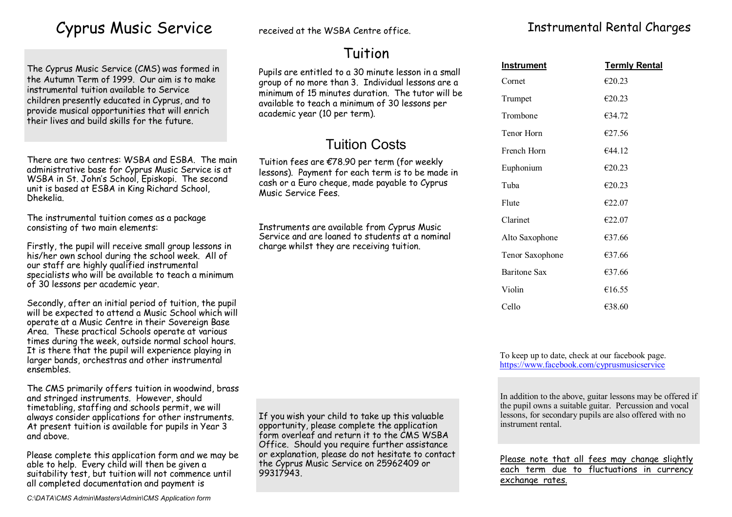# Cyprus Music Service

The Cyprus Music Service (CMS) was formed in the Autumn Term of 1999. Our aim is to make instrumental tuition available to Service children presently educated in Cyprus, and to provide musical opportunities that will enrich their lives and build skills for the future.

There are two centres: WSBA and ESBA. The main administrative base for Cyprus Music Service is at WSBA in St. John's School, Episkopi. The second unit is based at ESBA in King Richard School, Dhekelia.

The instrumental tuition comes as a package consisting of two main elements:

Firstly, the pupil will receive small group lessons in his/her own school during the school week. All of our staff are highly qualified instrumental specialists who will be available to teach a minimum of 30 lessons per academic year.

Secondly, after an initial period of tuition, the pupil will be expected to attend a Music School which will operate at a Music Centre in their Sovereign Base Area. These practical Schools operate at various times during the week, outside normal school hours. It is there that the pupil will experience playing in larger bands, orchestras and other instrumental ensembles.

The CMS primarily offers tuition in woodwind, brass and stringed instruments. However, should timetabling, staffing and schools permit, we will always consider applications for other instruments. At present tuition is available for pupils in Year 3 and above.

Please complete this application form and we may be able to help. Every child will then be given a suitability test, but tuition will not commence until all completed documentation and payment is received at the WSBA Centre office.

## Tuition

Pupils are entitled to a 30 minute lesson in a small group of no more than 3. Individual lessons are a minimum of 15 minutes duration. The tutor will be available to teach a minimum of 30 lessons per academic year (10 per term).

## Tuition Costs

Tuition fees are €78.90 per term (for weekly lessons). Payment for each term is to be made in cash or a Euro cheque, made payable to Cyprus Music Service Fees.

Instruments are available from Cyprus Music Service and are loaned to students at a nominal charge whilst they are receiving tuition.

If you wish your child to take up this valuable opportunity, please complete the application form overleaf and return it to the CMS WSBA Office. Should you require further assistance or explanation, please do not hesitate to contact the Cyprus Music Service on 25962409 or 99317943.

## Instrumental Rental Charges

| **Instrument** | **Termly Rental** |
|---|---|
| Cornet | €20.23 |
| Trumpet | €20.23 |
| Trombone | €34.72 |
| Tenor Horn | €27.56 |
| French Horn | €44.12 |
| Euphonium | €20.23 |
| Tuba | €20.23 |
| Flute | €22.07 |
| Clarinet | €22.07 |
| Alto Saxophone | €37.66 |
| Tenor Saxophone | €37.66 |
| Baritone Sax | €37.66 |
| Violin | €16.55 |
| Cello | €38.60 |

To keep up to date, check at our facebook page. https://www.facebook.com/cyprusmusicservice

In addition to the above, guitar lessons may be offered if the pupil owns a suitable guitar. Percussion and vocal lessons, for secondary pupils are also offered with no instrument rental.

Please note that all fees may change slightly each term due to fluctuations in currency exchange rates.

*C:\DATA\CMS Admin\Masters\Admin\CMS Application form*